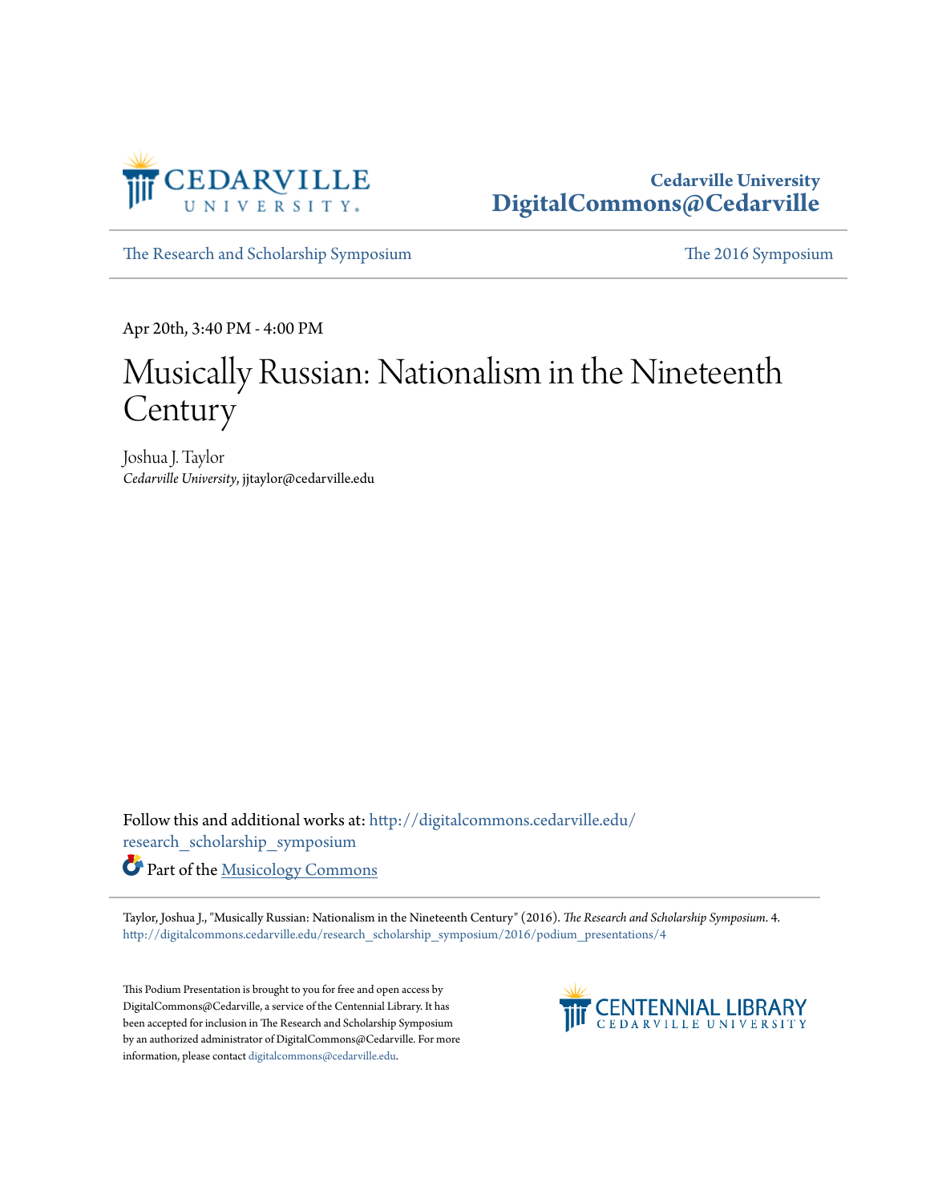Cedarville University
DigitalCommons@Cedarville

The Research and Scholarship Symposium | The 2016 Symposium

Apr 20th, 3:40 PM - 4:00 PM

# Musically Russian: Nationalism in the Nineteenth Century

Joshua J. Taylor
*Cedarville University*, jjtaylor@cedarville.edu

Follow this and additional works at: http://digitalcommons.cedarville.edu/research_scholarship_symposium

Part of the Musicology Commons

Taylor, Joshua J., "Musically Russian: Nationalism in the Nineteenth Century" (2016). *The Research and Scholarship Symposium*. 4.
http://digitalcommons.cedarville.edu/research_scholarship_symposium/2016/podium_presentations/4

This Podium Presentation is brought to you for free and open access by DigitalCommons@Cedarville, a service of the Centennial Library. It has been accepted for inclusion in The Research and Scholarship Symposium by an authorized administrator of DigitalCommons@Cedarville. For more information, please contact digitalcommons@cedarville.edu.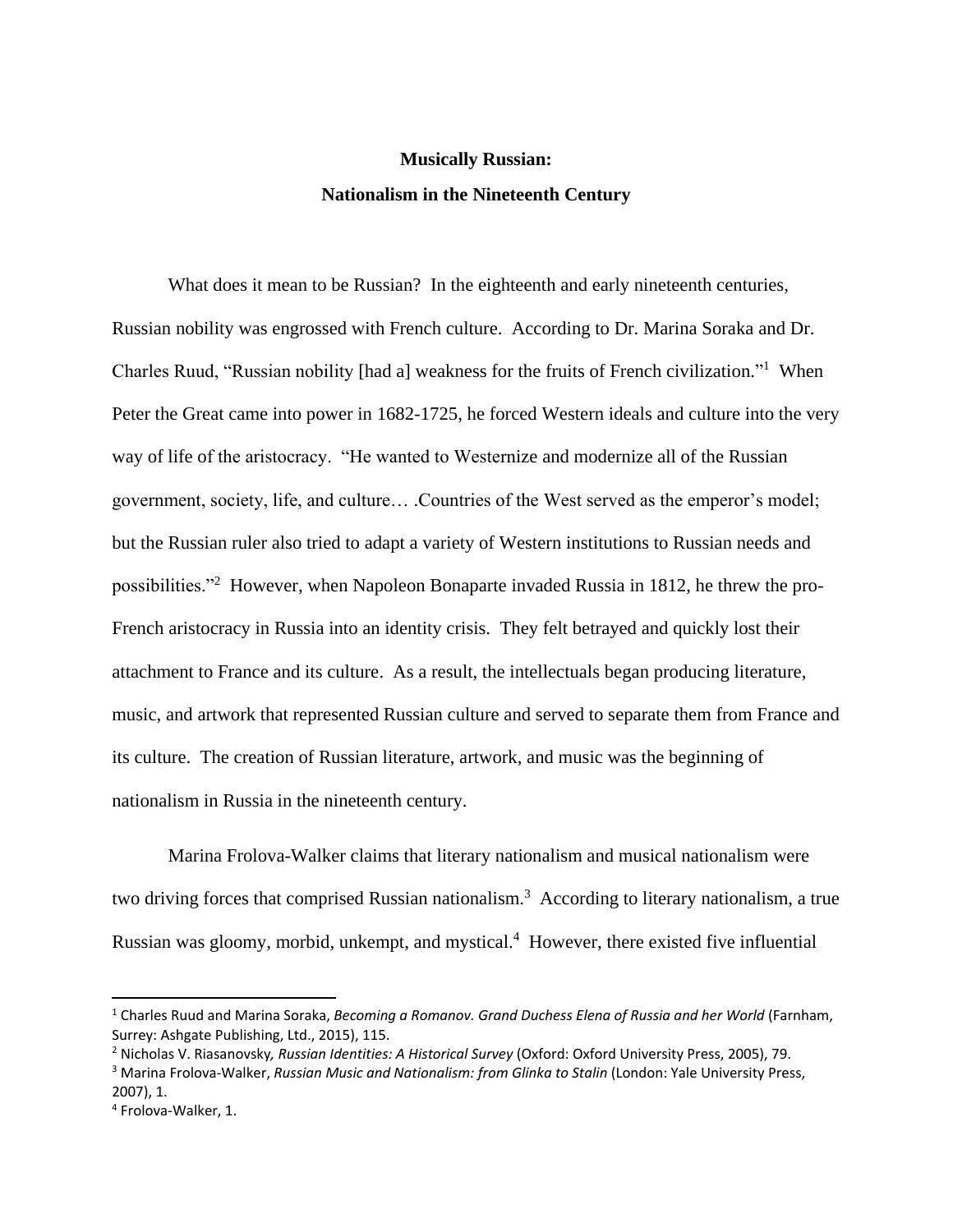**Musically Russian:**

**Nationalism in the Nineteenth Century**

What does it mean to be Russian? In the eighteenth and early nineteenth centuries, Russian nobility was engrossed with French culture. According to Dr. Marina Soraka and Dr. Charles Ruud, "Russian nobility [had a] weakness for the fruits of French civilization."[1] When Peter the Great came into power in 1682-1725, he forced Western ideals and culture into the very way of life of the aristocracy. "He wanted to Westernize and modernize all of the Russian government, society, life, and culture… .Countries of the West served as the emperor's model; but the Russian ruler also tried to adapt a variety of Western institutions to Russian needs and possibilities."[2] However, when Napoleon Bonaparte invaded Russia in 1812, he threw the pro-French aristocracy in Russia into an identity crisis. They felt betrayed and quickly lost their attachment to France and its culture. As a result, the intellectuals began producing literature, music, and artwork that represented Russian culture and served to separate them from France and its culture. The creation of Russian literature, artwork, and music was the beginning of nationalism in Russia in the nineteenth century.

Marina Frolova-Walker claims that literary nationalism and musical nationalism were two driving forces that comprised Russian nationalism.[3] According to literary nationalism, a true Russian was gloomy, morbid, unkempt, and mystical.[4] However, there existed five influential

---

[1] Charles Ruud and Marina Soraka, *Becoming a Romanov. Grand Duchess Elena of Russia and her World* (Farnham, Surrey: Ashgate Publishing, Ltd., 2015), 115.

[2] Nicholas V. Riasanovsky*, Russian Identities: A Historical Survey* (Oxford: Oxford University Press, 2005), 79.

[3] Marina Frolova-Walker, *Russian Music and Nationalism: from Glinka to Stalin* (London: Yale University Press, 2007), 1.

[4] Frolova-Walker, 1.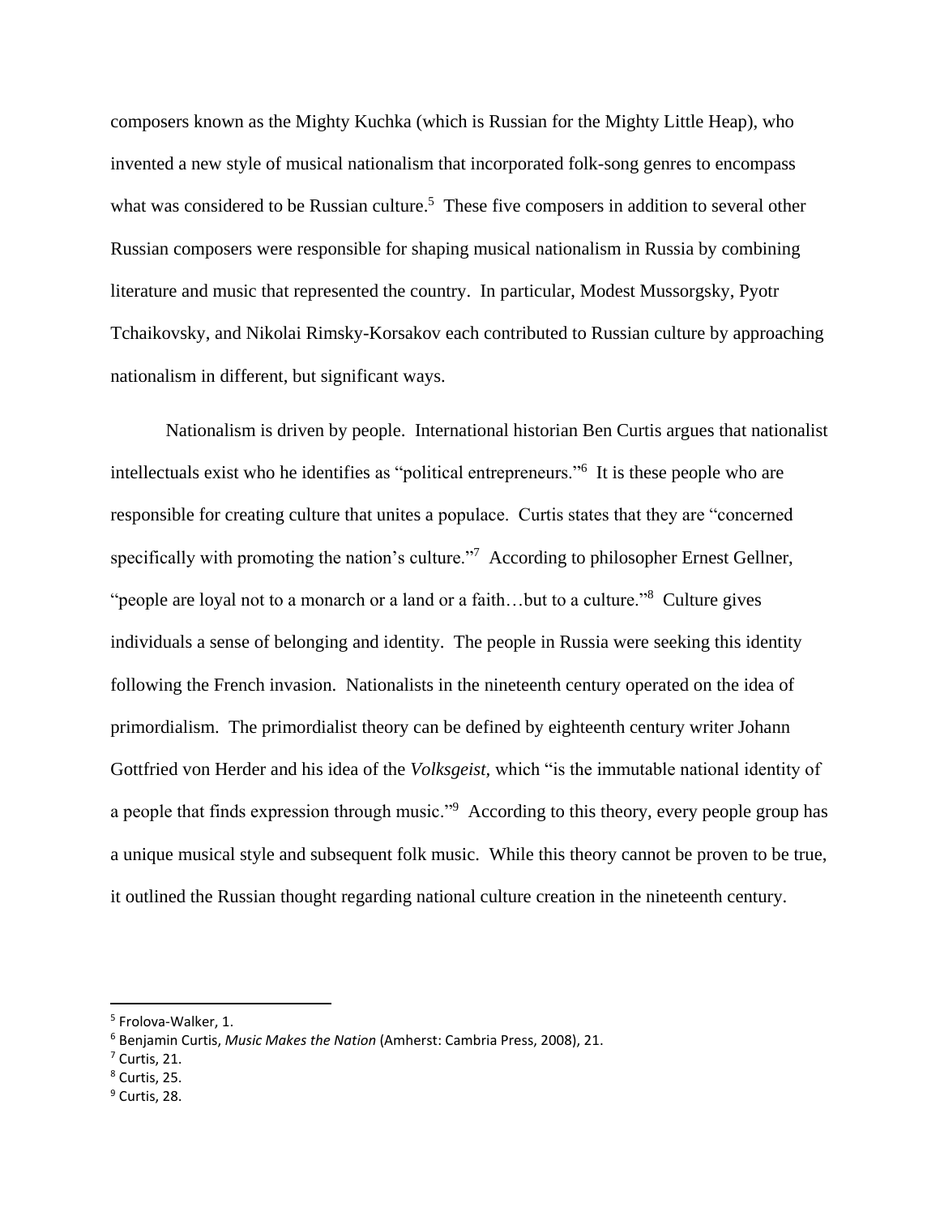composers known as the Mighty Kuchka (which is Russian for the Mighty Little Heap), who invented a new style of musical nationalism that incorporated folk-song genres to encompass what was considered to be Russian culture.[5] These five composers in addition to several other Russian composers were responsible for shaping musical nationalism in Russia by combining literature and music that represented the country. In particular, Modest Mussorgsky, Pyotr Tchaikovsky, and Nikolai Rimsky-Korsakov each contributed to Russian culture by approaching nationalism in different, but significant ways.

Nationalism is driven by people. International historian Ben Curtis argues that nationalist intellectuals exist who he identifies as "political entrepreneurs."[6] It is these people who are responsible for creating culture that unites a populace. Curtis states that they are "concerned specifically with promoting the nation's culture."[7] According to philosopher Ernest Gellner, "people are loyal not to a monarch or a land or a faith…but to a culture."[8] Culture gives individuals a sense of belonging and identity. The people in Russia were seeking this identity following the French invasion. Nationalists in the nineteenth century operated on the idea of primordialism. The primordialist theory can be defined by eighteenth century writer Johann Gottfried von Herder and his idea of the *Volksgeist*, which "is the immutable national identity of a people that finds expression through music."[9] According to this theory, every people group has a unique musical style and subsequent folk music. While this theory cannot be proven to be true, it outlined the Russian thought regarding national culture creation in the nineteenth century.

---

[5] Frolova-Walker, 1.

[6] Benjamin Curtis, *Music Makes the Nation* (Amherst: Cambria Press, 2008), 21.

[7] Curtis, 21.

[8] Curtis, 25.

[9] Curtis, 28.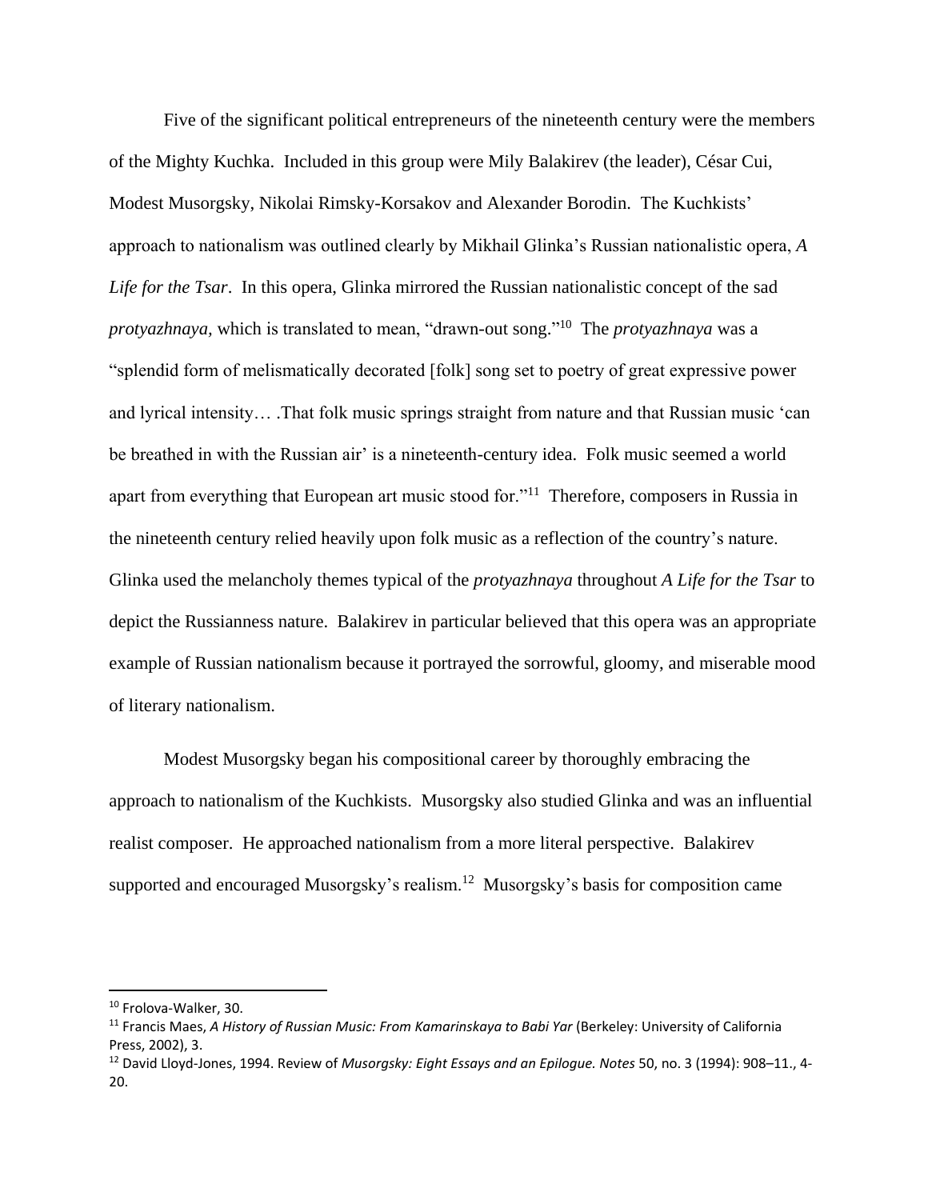Five of the significant political entrepreneurs of the nineteenth century were the members of the Mighty Kuchka. Included in this group were Mily Balakirev (the leader), César Cui, Modest Musorgsky, Nikolai Rimsky-Korsakov and Alexander Borodin. The Kuchkists' approach to nationalism was outlined clearly by Mikhail Glinka's Russian nationalistic opera, *A Life for the Tsar*. In this opera, Glinka mirrored the Russian nationalistic concept of the sad *protyazhnaya,* which is translated to mean, "drawn-out song."[10] The *protyazhnaya* was a "splendid form of melismatically decorated [folk] song set to poetry of great expressive power and lyrical intensity… .That folk music springs straight from nature and that Russian music 'can be breathed in with the Russian air' is a nineteenth-century idea. Folk music seemed a world apart from everything that European art music stood for."[11] Therefore, composers in Russia in the nineteenth century relied heavily upon folk music as a reflection of the country's nature. Glinka used the melancholy themes typical of the *protyazhnaya* throughout *A Life for the Tsar* to depict the Russianness nature. Balakirev in particular believed that this opera was an appropriate example of Russian nationalism because it portrayed the sorrowful, gloomy, and miserable mood of literary nationalism.

Modest Musorgsky began his compositional career by thoroughly embracing the approach to nationalism of the Kuchkists. Musorgsky also studied Glinka and was an influential realist composer. He approached nationalism from a more literal perspective. Balakirev supported and encouraged Musorgsky's realism.[12] Musorgsky's basis for composition came

---

[10] Frolova-Walker, 30.

[11] Francis Maes, *A History of Russian Music: From Kamarinskaya to Babi Yar* (Berkeley: University of California Press, 2002), 3.

[12] David Lloyd-Jones, 1994. Review of *Musorgsky: Eight Essays and an Epilogue. Notes* 50, no. 3 (1994): 908–11., 4-20.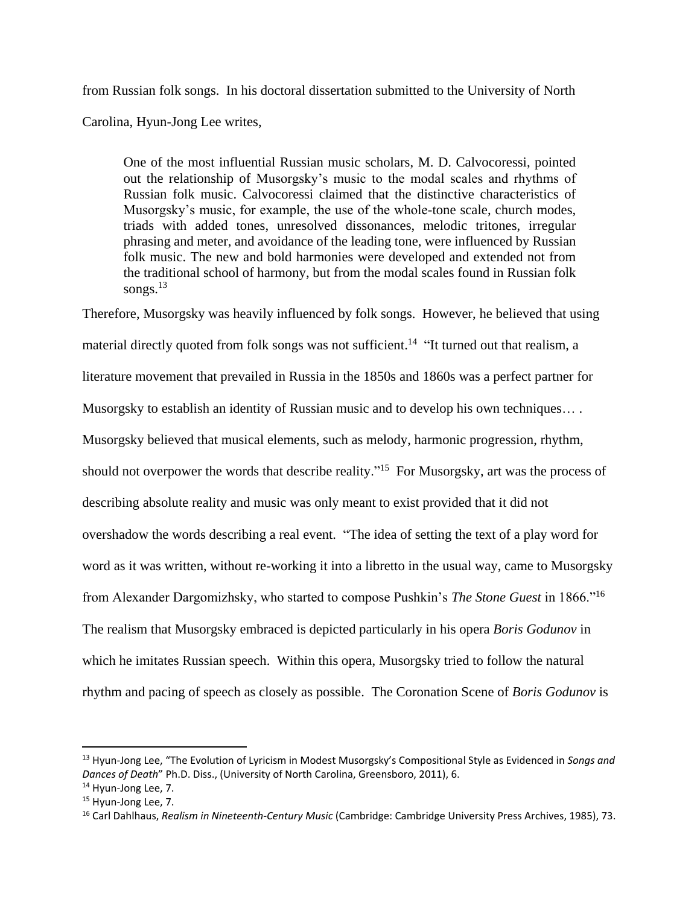from Russian folk songs. In his doctoral dissertation submitted to the University of North Carolina, Hyun-Jong Lee writes,

> One of the most influential Russian music scholars, M. D. Calvocoressi, pointed out the relationship of Musorgsky's music to the modal scales and rhythms of Russian folk music. Calvocoressi claimed that the distinctive characteristics of Musorgsky's music, for example, the use of the whole-tone scale, church modes, triads with added tones, unresolved dissonances, melodic tritones, irregular phrasing and meter, and avoidance of the leading tone, were influenced by Russian folk music. The new and bold harmonies were developed and extended not from the traditional school of harmony, but from the modal scales found in Russian folk songs.[13]

Therefore, Musorgsky was heavily influenced by folk songs. However, he believed that using material directly quoted from folk songs was not sufficient.[14] "It turned out that realism, a literature movement that prevailed in Russia in the 1850s and 1860s was a perfect partner for Musorgsky to establish an identity of Russian music and to develop his own techniques… . Musorgsky believed that musical elements, such as melody, harmonic progression, rhythm, should not overpower the words that describe reality."[15] For Musorgsky, art was the process of describing absolute reality and music was only meant to exist provided that it did not overshadow the words describing a real event. "The idea of setting the text of a play word for word as it was written, without re-working it into a libretto in the usual way, came to Musorgsky from Alexander Dargomizhsky, who started to compose Pushkin's *The Stone Guest* in 1866."[16] The realism that Musorgsky embraced is depicted particularly in his opera *Boris Godunov* in which he imitates Russian speech. Within this opera, Musorgsky tried to follow the natural rhythm and pacing of speech as closely as possible. The Coronation Scene of *Boris Godunov* is

---

[13] Hyun-Jong Lee, "The Evolution of Lyricism in Modest Musorgsky's Compositional Style as Evidenced in *Songs and Dances of Death*" Ph.D. Diss., (University of North Carolina, Greensboro, 2011), 6.

[14] Hyun-Jong Lee, 7.

[15] Hyun-Jong Lee, 7.

[16] Carl Dahlhaus, *Realism in Nineteenth-Century Music* (Cambridge: Cambridge University Press Archives, 1985), 73.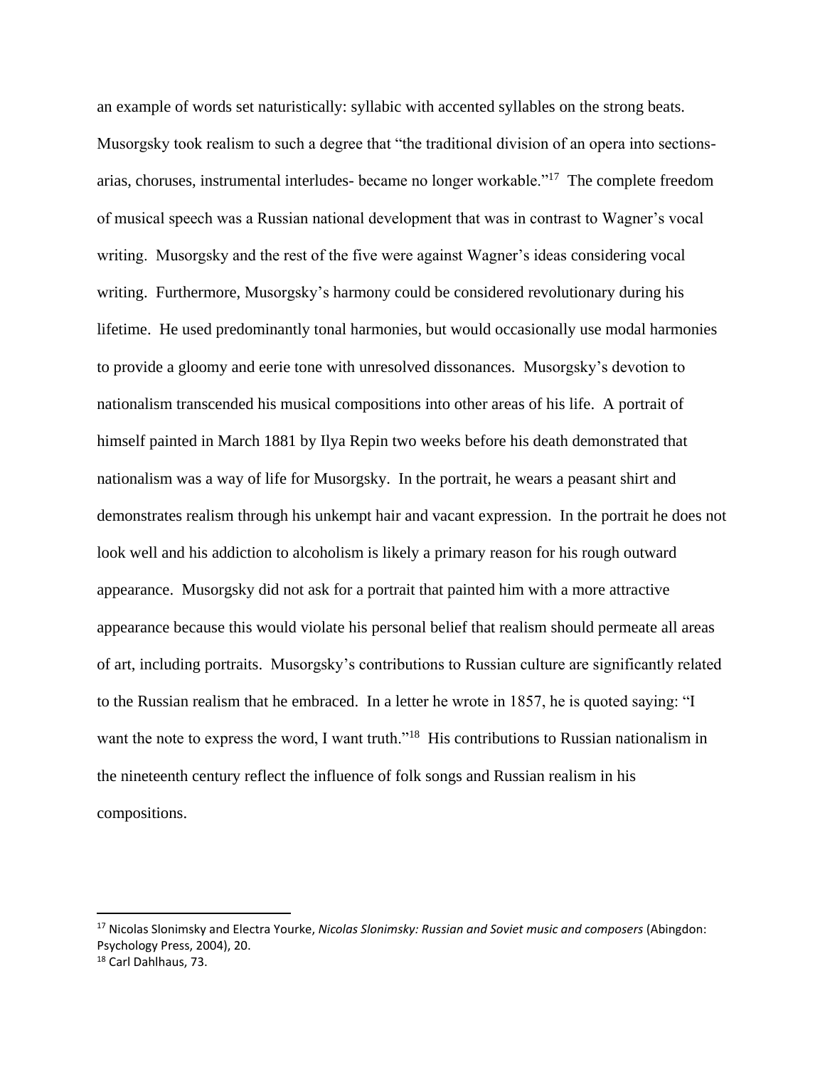an example of words set naturistically: syllabic with accented syllables on the strong beats. Musorgsky took realism to such a degree that "the traditional division of an opera into sections- arias, choruses, instrumental interludes- became no longer workable."[17] The complete freedom of musical speech was a Russian national development that was in contrast to Wagner's vocal writing. Musorgsky and the rest of the five were against Wagner's ideas considering vocal writing. Furthermore, Musorgsky's harmony could be considered revolutionary during his lifetime. He used predominantly tonal harmonies, but would occasionally use modal harmonies to provide a gloomy and eerie tone with unresolved dissonances. Musorgsky's devotion to nationalism transcended his musical compositions into other areas of his life. A portrait of himself painted in March 1881 by Ilya Repin two weeks before his death demonstrated that nationalism was a way of life for Musorgsky. In the portrait, he wears a peasant shirt and demonstrates realism through his unkempt hair and vacant expression. In the portrait he does not look well and his addiction to alcoholism is likely a primary reason for his rough outward appearance. Musorgsky did not ask for a portrait that painted him with a more attractive appearance because this would violate his personal belief that realism should permeate all areas of art, including portraits. Musorgsky's contributions to Russian culture are significantly related to the Russian realism that he embraced. In a letter he wrote in 1857, he is quoted saying: "I want the note to express the word, I want truth."[18] His contributions to Russian nationalism in the nineteenth century reflect the influence of folk songs and Russian realism in his compositions.

---

[17] Nicolas Slonimsky and Electra Yourke, *Nicolas Slonimsky: Russian and Soviet music and composers* (Abingdon: Psychology Press, 2004), 20.

[18] Carl Dahlhaus, 73.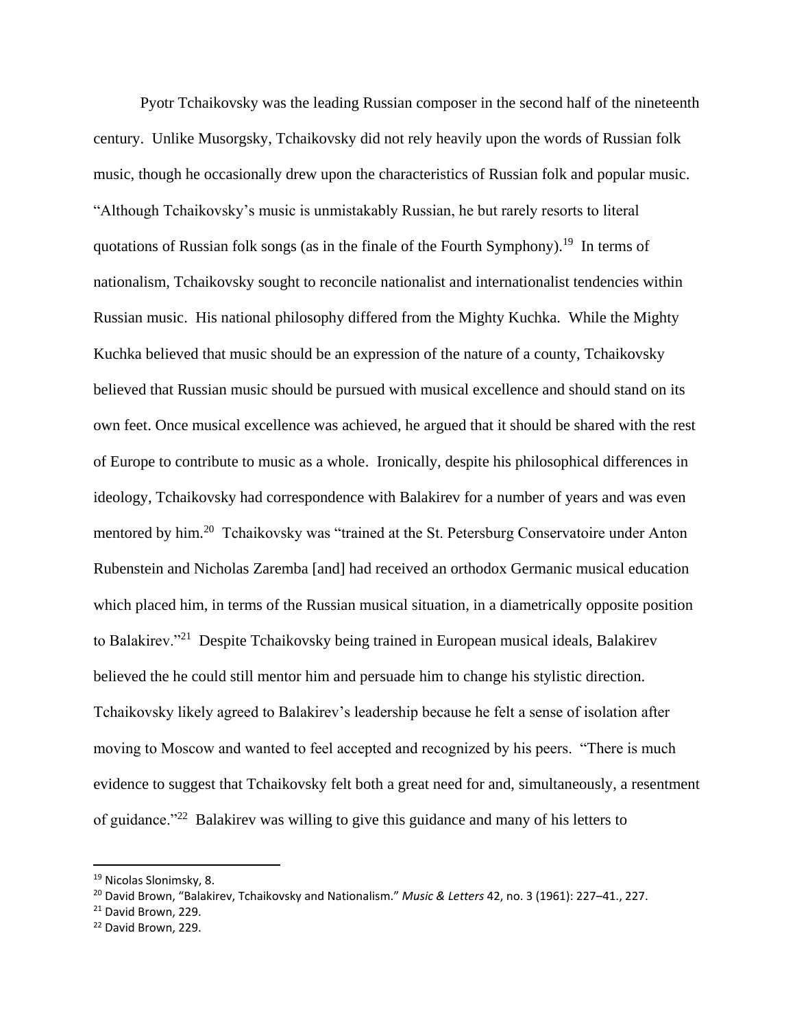Pyotr Tchaikovsky was the leading Russian composer in the second half of the nineteenth century. Unlike Musorgsky, Tchaikovsky did not rely heavily upon the words of Russian folk music, though he occasionally drew upon the characteristics of Russian folk and popular music. "Although Tchaikovsky's music is unmistakably Russian, he but rarely resorts to literal quotations of Russian folk songs (as in the finale of the Fourth Symphony).[19] In terms of nationalism, Tchaikovsky sought to reconcile nationalist and internationalist tendencies within Russian music. His national philosophy differed from the Mighty Kuchka. While the Mighty Kuchka believed that music should be an expression of the nature of a county, Tchaikovsky believed that Russian music should be pursued with musical excellence and should stand on its own feet. Once musical excellence was achieved, he argued that it should be shared with the rest of Europe to contribute to music as a whole. Ironically, despite his philosophical differences in ideology, Tchaikovsky had correspondence with Balakirev for a number of years and was even mentored by him.[20] Tchaikovsky was "trained at the St. Petersburg Conservatoire under Anton Rubenstein and Nicholas Zaremba [and] had received an orthodox Germanic musical education which placed him, in terms of the Russian musical situation, in a diametrically opposite position to Balakirev."[21] Despite Tchaikovsky being trained in European musical ideals, Balakirev believed the he could still mentor him and persuade him to change his stylistic direction. Tchaikovsky likely agreed to Balakirev's leadership because he felt a sense of isolation after moving to Moscow and wanted to feel accepted and recognized by his peers. "There is much evidence to suggest that Tchaikovsky felt both a great need for and, simultaneously, a resentment of guidance."[22] Balakirev was willing to give this guidance and many of his letters to

---

[19] Nicolas Slonimsky, 8.

[20] David Brown, "Balakirev, Tchaikovsky and Nationalism." *Music & Letters* 42, no. 3 (1961): 227–41., 227.

[21] David Brown, 229.

[22] David Brown, 229.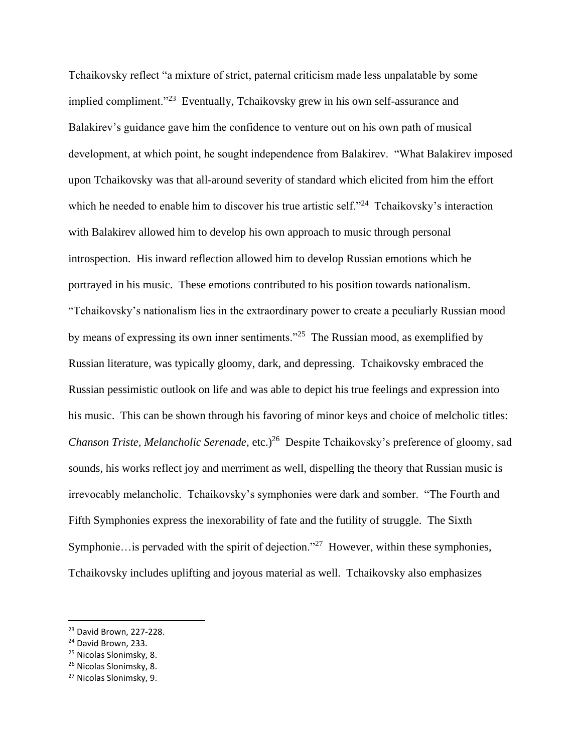Tchaikovsky reflect "a mixture of strict, paternal criticism made less unpalatable by some implied compliment."[23] Eventually, Tchaikovsky grew in his own self-assurance and Balakirev's guidance gave him the confidence to venture out on his own path of musical development, at which point, he sought independence from Balakirev. "What Balakirev imposed upon Tchaikovsky was that all-around severity of standard which elicited from him the effort which he needed to enable him to discover his true artistic self."[24] Tchaikovsky's interaction with Balakirev allowed him to develop his own approach to music through personal introspection. His inward reflection allowed him to develop Russian emotions which he portrayed in his music. These emotions contributed to his position towards nationalism. "Tchaikovsky's nationalism lies in the extraordinary power to create a peculiarly Russian mood by means of expressing its own inner sentiments."[25] The Russian mood, as exemplified by Russian literature, was typically gloomy, dark, and depressing. Tchaikovsky embraced the Russian pessimistic outlook on life and was able to depict his true feelings and expression into his music. This can be shown through his favoring of minor keys and choice of melcholic titles: *Chanson Triste, Melancholic Serenade,* etc.)[26] Despite Tchaikovsky's preference of gloomy, sad sounds, his works reflect joy and merriment as well, dispelling the theory that Russian music is irrevocably melancholic. Tchaikovsky's symphonies were dark and somber. "The Fourth and Fifth Symphonies express the inexorability of fate and the futility of struggle. The Sixth Symphonie…is pervaded with the spirit of dejection."[27] However, within these symphonies, Tchaikovsky includes uplifting and joyous material as well. Tchaikovsky also emphasizes

---

[23] David Brown, 227-228.
[24] David Brown, 233.
[25] Nicolas Slonimsky, 8.
[26] Nicolas Slonimsky, 8.
[27] Nicolas Slonimsky, 9.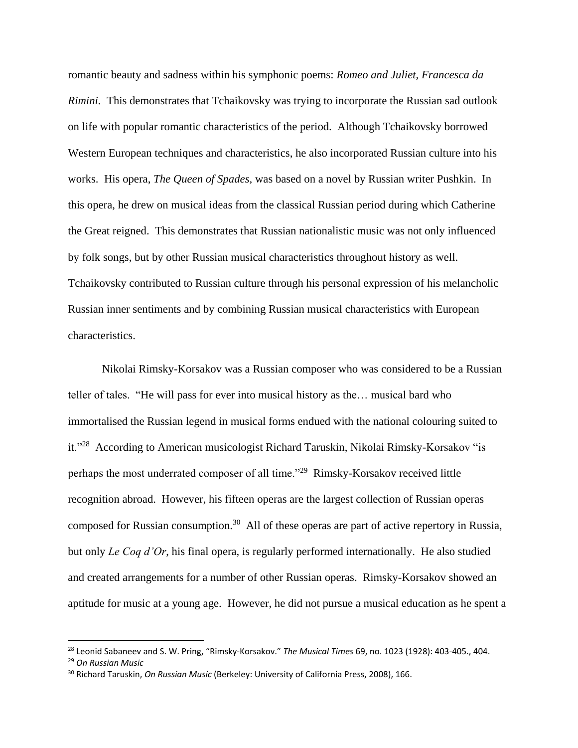romantic beauty and sadness within his symphonic poems: *Romeo and Juliet*, *Francesca da Rimini.* This demonstrates that Tchaikovsky was trying to incorporate the Russian sad outlook on life with popular romantic characteristics of the period. Although Tchaikovsky borrowed Western European techniques and characteristics, he also incorporated Russian culture into his works. His opera, *The Queen of Spades,* was based on a novel by Russian writer Pushkin. In this opera, he drew on musical ideas from the classical Russian period during which Catherine the Great reigned. This demonstrates that Russian nationalistic music was not only influenced by folk songs, but by other Russian musical characteristics throughout history as well. Tchaikovsky contributed to Russian culture through his personal expression of his melancholic Russian inner sentiments and by combining Russian musical characteristics with European characteristics.

Nikolai Rimsky-Korsakov was a Russian composer who was considered to be a Russian teller of tales. "He will pass for ever into musical history as the… musical bard who immortalised the Russian legend in musical forms endued with the national colouring suited to it."[28] According to American musicologist Richard Taruskin, Nikolai Rimsky-Korsakov "is perhaps the most underrated composer of all time."[29] Rimsky-Korsakov received little recognition abroad. However, his fifteen operas are the largest collection of Russian operas composed for Russian consumption.[30] All of these operas are part of active repertory in Russia, but only *Le Coq d'Or*, his final opera, is regularly performed internationally. He also studied and created arrangements for a number of other Russian operas. Rimsky-Korsakov showed an aptitude for music at a young age. However, he did not pursue a musical education as he spent a

---

[28] Leonid Sabaneev and S. W. Pring, "Rimsky-Korsakov." *The Musical Times* 69, no. 1023 (1928): 403-405., 404.

[29] *On Russian Music*

[30] Richard Taruskin, *On Russian Music* (Berkeley: University of California Press, 2008), 166.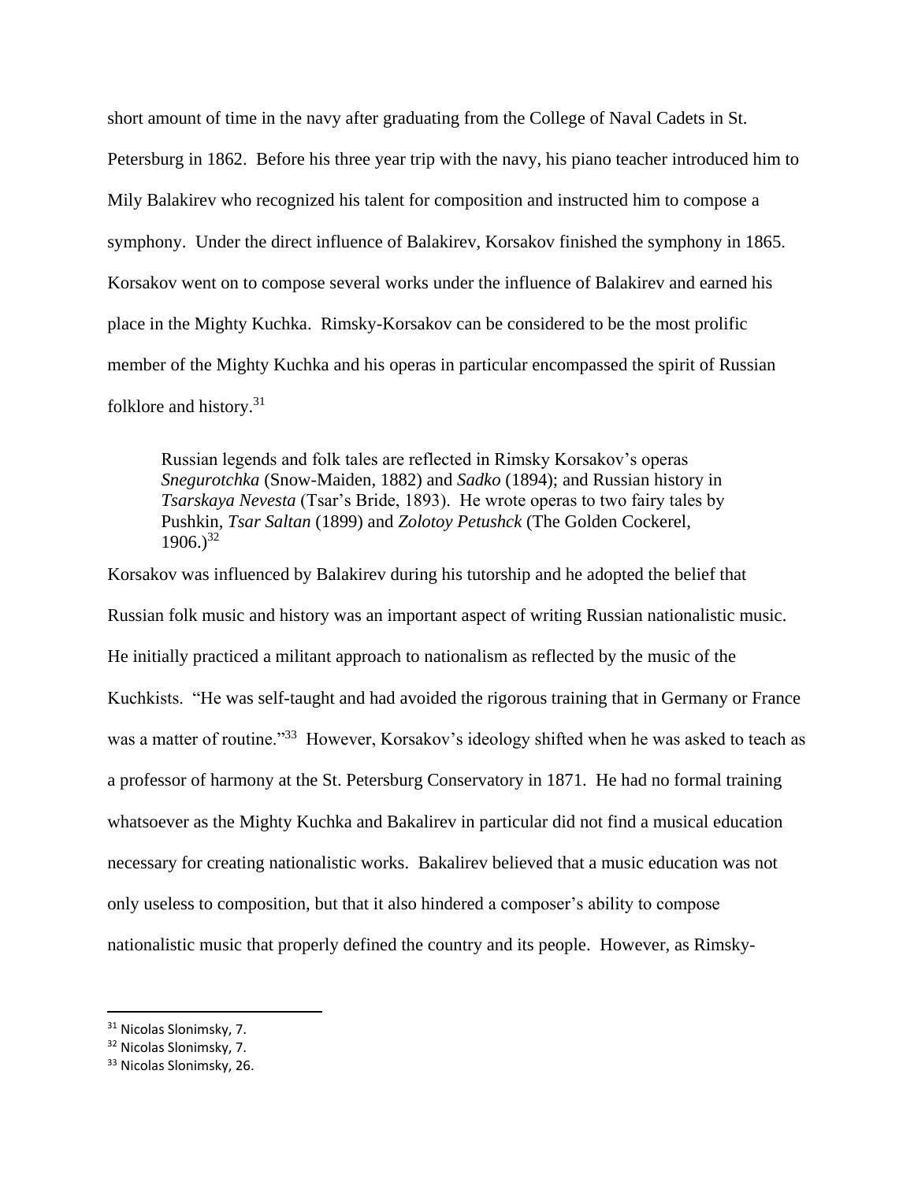short amount of time in the navy after graduating from the College of Naval Cadets in St. Petersburg in 1862. Before his three year trip with the navy, his piano teacher introduced him to Mily Balakirev who recognized his talent for composition and instructed him to compose a symphony. Under the direct influence of Balakirev, Korsakov finished the symphony in 1865. Korsakov went on to compose several works under the influence of Balakirev and earned his place in the Mighty Kuchka. Rimsky-Korsakov can be considered to be the most prolific member of the Mighty Kuchka and his operas in particular encompassed the spirit of Russian folklore and history.[31]

> Russian legends and folk tales are reflected in Rimsky Korsakov's operas *Snegurotchka* (Snow-Maiden, 1882) and *Sadko* (1894); and Russian history in *Tsarskaya Nevesta* (Tsar's Bride, 1893). He wrote operas to two fairy tales by Pushkin, *Tsar Saltan* (1899) and *Zolotoy Petushck* (The Golden Cockerel, 1906.)[32]

Korsakov was influenced by Balakirev during his tutorship and he adopted the belief that Russian folk music and history was an important aspect of writing Russian nationalistic music. He initially practiced a militant approach to nationalism as reflected by the music of the Kuchkists. "He was self-taught and had avoided the rigorous training that in Germany or France was a matter of routine."[33] However, Korsakov's ideology shifted when he was asked to teach as a professor of harmony at the St. Petersburg Conservatory in 1871. He had no formal training whatsoever as the Mighty Kuchka and Bakalirev in particular did not find a musical education necessary for creating nationalistic works. Bakalirev believed that a music education was not only useless to composition, but that it also hindered a composer's ability to compose nationalistic music that properly defined the country and its people. However, as Rimsky-

---

[31] Nicolas Slonimsky, 7.
[32] Nicolas Slonimsky, 7.
[33] Nicolas Slonimsky, 26.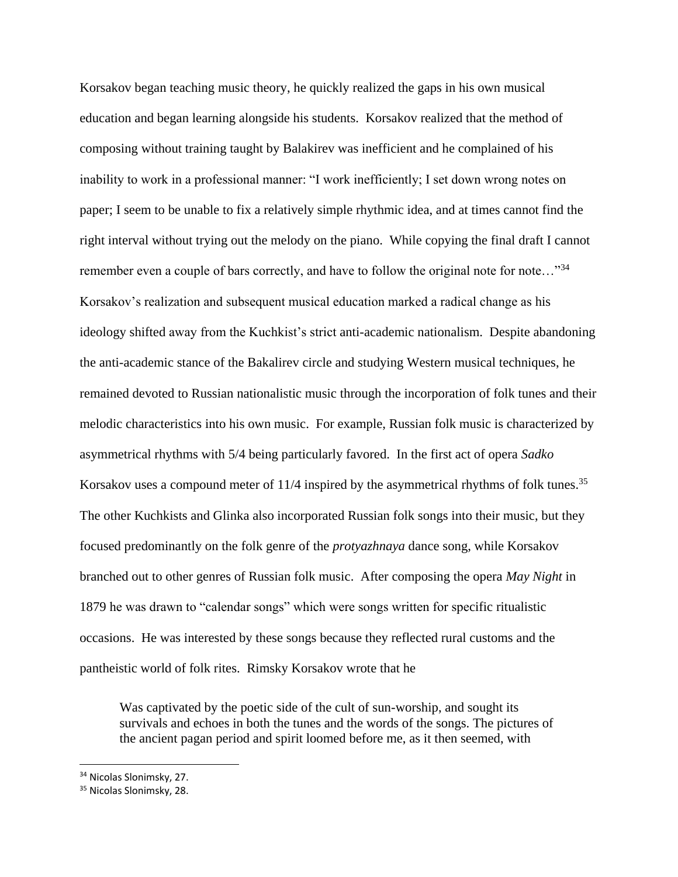Korsakov began teaching music theory, he quickly realized the gaps in his own musical education and began learning alongside his students. Korsakov realized that the method of composing without training taught by Balakirev was inefficient and he complained of his inability to work in a professional manner: "I work inefficiently; I set down wrong notes on paper; I seem to be unable to fix a relatively simple rhythmic idea, and at times cannot find the right interval without trying out the melody on the piano. While copying the final draft I cannot remember even a couple of bars correctly, and have to follow the original note for note…"[34] Korsakov's realization and subsequent musical education marked a radical change as his ideology shifted away from the Kuchkist's strict anti-academic nationalism. Despite abandoning the anti-academic stance of the Bakalirev circle and studying Western musical techniques, he remained devoted to Russian nationalistic music through the incorporation of folk tunes and their melodic characteristics into his own music. For example, Russian folk music is characterized by asymmetrical rhythms with 5/4 being particularly favored. In the first act of opera *Sadko* Korsakov uses a compound meter of 11/4 inspired by the asymmetrical rhythms of folk tunes.[35] The other Kuchkists and Glinka also incorporated Russian folk songs into their music, but they focused predominantly on the folk genre of the *protyazhnaya* dance song, while Korsakov branched out to other genres of Russian folk music. After composing the opera *May Night* in 1879 he was drawn to "calendar songs" which were songs written for specific ritualistic occasions. He was interested by these songs because they reflected rural customs and the pantheistic world of folk rites. Rimsky Korsakov wrote that he

> Was captivated by the poetic side of the cult of sun-worship, and sought its survivals and echoes in both the tunes and the words of the songs. The pictures of the ancient pagan period and spirit loomed before me, as it then seemed, with

[34] Nicolas Slonimsky, 27.

[35] Nicolas Slonimsky, 28.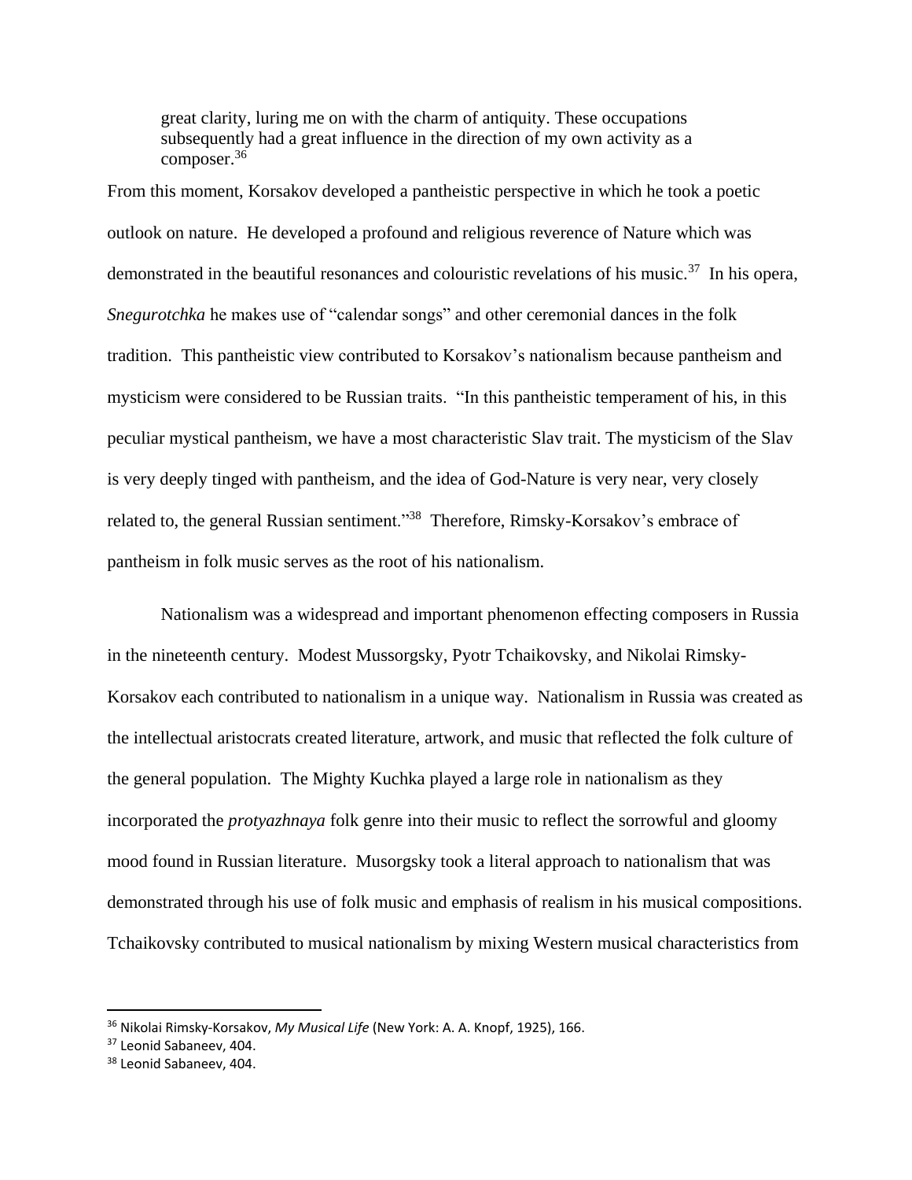> great clarity, luring me on with the charm of antiquity. These occupations subsequently had a great influence in the direction of my own activity as a composer.[36]

From this moment, Korsakov developed a pantheistic perspective in which he took a poetic outlook on nature. He developed a profound and religious reverence of Nature which was demonstrated in the beautiful resonances and colouristic revelations of his music.[37] In his opera, *Snegurotchka* he makes use of "calendar songs" and other ceremonial dances in the folk tradition. This pantheistic view contributed to Korsakov's nationalism because pantheism and mysticism were considered to be Russian traits. "In this pantheistic temperament of his, in this peculiar mystical pantheism, we have a most characteristic Slav trait. The mysticism of the Slav is very deeply tinged with pantheism, and the idea of God-Nature is very near, very closely related to, the general Russian sentiment."[38] Therefore, Rimsky-Korsakov's embrace of pantheism in folk music serves as the root of his nationalism.

Nationalism was a widespread and important phenomenon effecting composers in Russia in the nineteenth century. Modest Mussorgsky, Pyotr Tchaikovsky, and Nikolai Rimsky-Korsakov each contributed to nationalism in a unique way. Nationalism in Russia was created as the intellectual aristocrats created literature, artwork, and music that reflected the folk culture of the general population. The Mighty Kuchka played a large role in nationalism as they incorporated the *protyazhnaya* folk genre into their music to reflect the sorrowful and gloomy mood found in Russian literature. Musorgsky took a literal approach to nationalism that was demonstrated through his use of folk music and emphasis of realism in his musical compositions. Tchaikovsky contributed to musical nationalism by mixing Western musical characteristics from

---

[36] Nikolai Rimsky-Korsakov, *My Musical Life* (New York: A. A. Knopf, 1925), 166.
[37] Leonid Sabaneev, 404.
[38] Leonid Sabaneev, 404.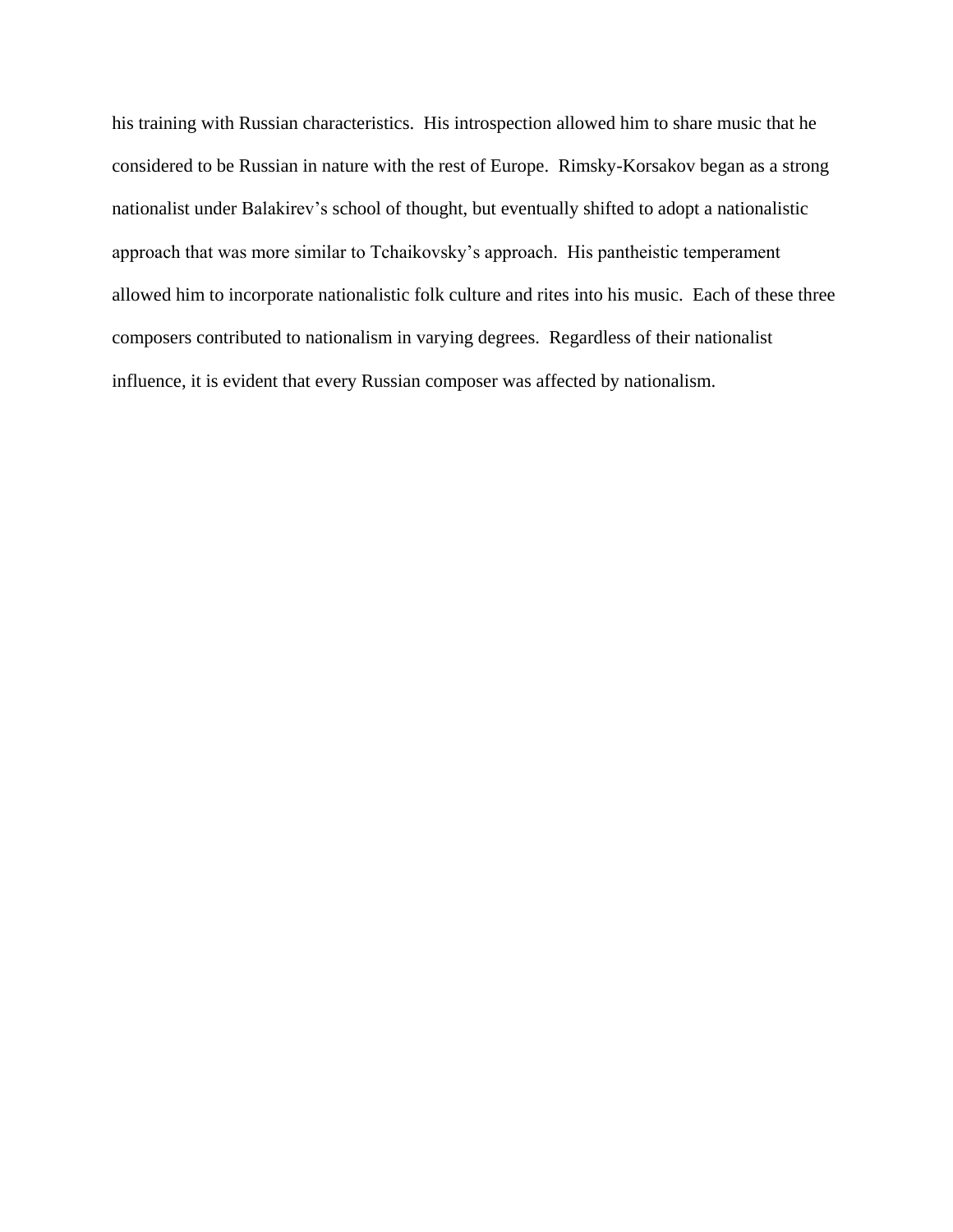his training with Russian characteristics. His introspection allowed him to share music that he considered to be Russian in nature with the rest of Europe. Rimsky-Korsakov began as a strong nationalist under Balakirev's school of thought, but eventually shifted to adopt a nationalistic approach that was more similar to Tchaikovsky's approach. His pantheistic temperament allowed him to incorporate nationalistic folk culture and rites into his music. Each of these three composers contributed to nationalism in varying degrees. Regardless of their nationalist influence, it is evident that every Russian composer was affected by nationalism.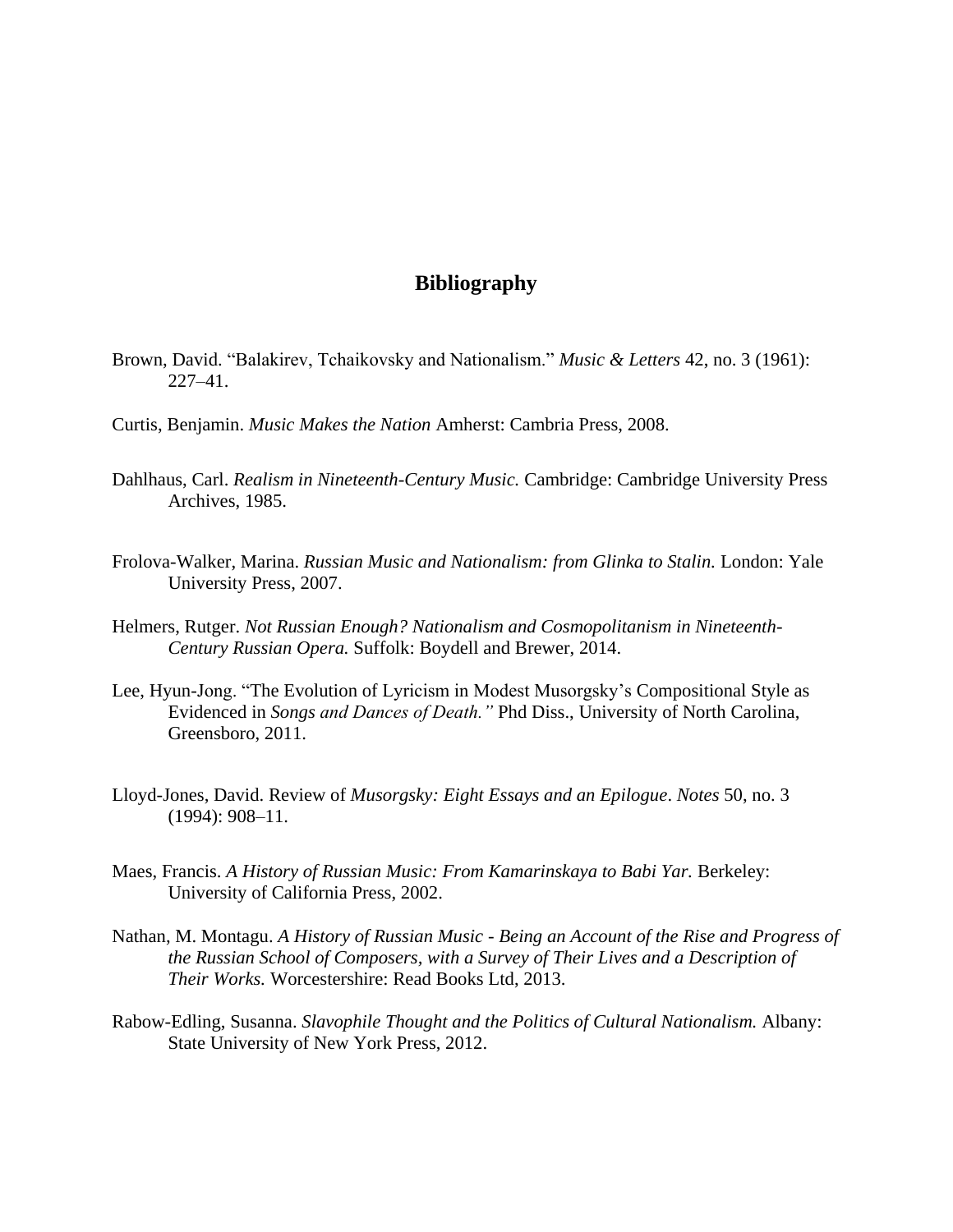# Bibliography

Brown, David. "Balakirev, Tchaikovsky and Nationalism." *Music & Letters* 42, no. 3 (1961): 227–41.

Curtis, Benjamin. *Music Makes the Nation* Amherst: Cambria Press, 2008.

Dahlhaus, Carl. *Realism in Nineteenth-Century Music.* Cambridge: Cambridge University Press Archives, 1985.

Frolova-Walker, Marina. *Russian Music and Nationalism: from Glinka to Stalin.* London: Yale University Press, 2007.

Helmers, Rutger. *Not Russian Enough? Nationalism and Cosmopolitanism in Nineteenth-Century Russian Opera.* Suffolk: Boydell and Brewer, 2014.

Lee, Hyun-Jong. "The Evolution of Lyricism in Modest Musorgsky's Compositional Style as Evidenced in *Songs and Dances of Death."* Phd Diss., University of North Carolina, Greensboro, 2011.

Lloyd-Jones, David. Review of *Musorgsky: Eight Essays and an Epilogue*. *Notes* 50, no. 3 (1994): 908–11.

Maes, Francis. *A History of Russian Music: From Kamarinskaya to Babi Yar.* Berkeley: University of California Press, 2002.

Nathan, M. Montagu. *A History of Russian Music - Being an Account of the Rise and Progress of the Russian School of Composers, with a Survey of Their Lives and a Description of Their Works.* Worcestershire: Read Books Ltd, 2013.

Rabow-Edling, Susanna. *Slavophile Thought and the Politics of Cultural Nationalism.* Albany: State University of New York Press, 2012.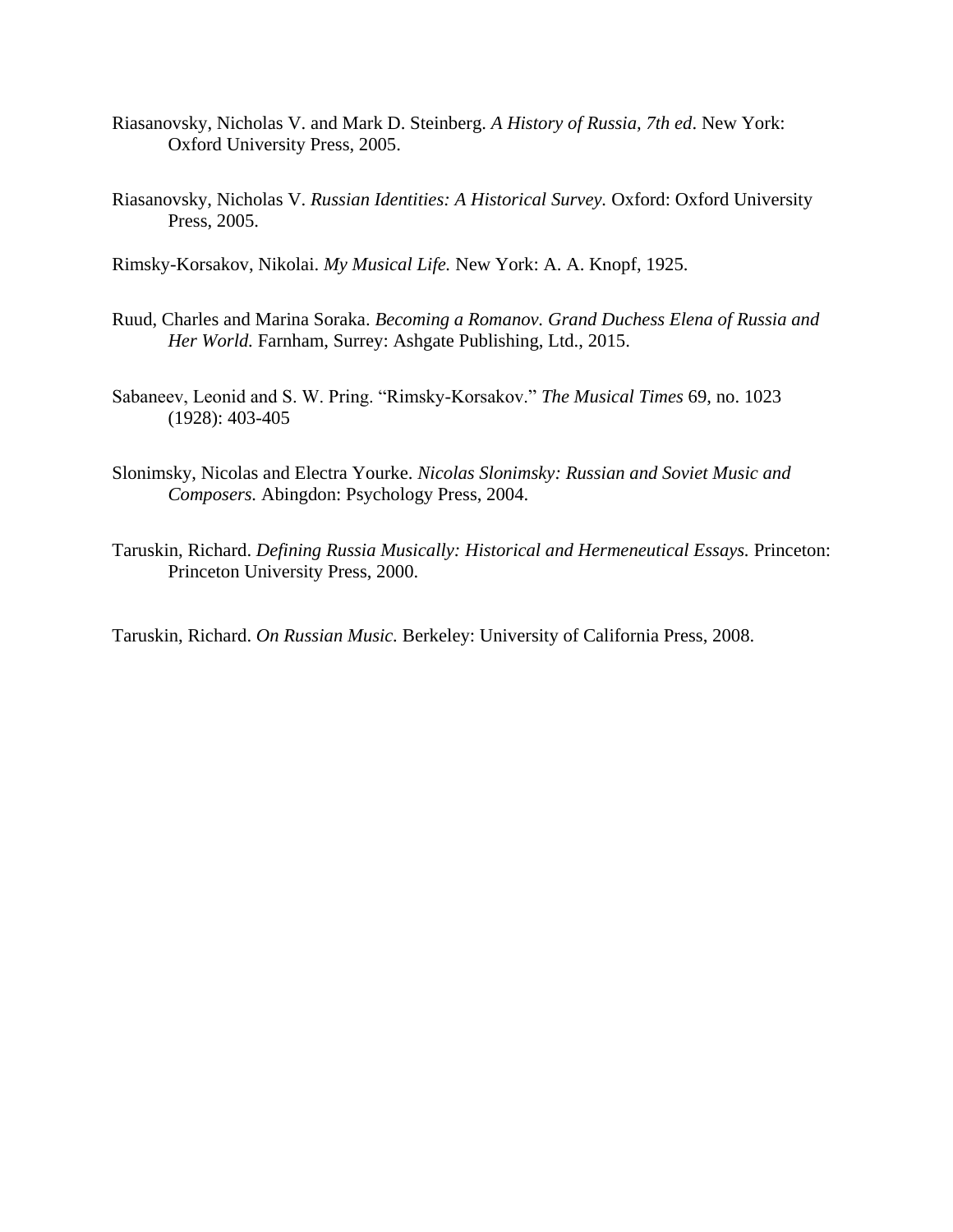Riasanovsky, Nicholas V. and Mark D. Steinberg. *A History of Russia, 7th ed*. New York: Oxford University Press, 2005.

Riasanovsky, Nicholas V. *Russian Identities: A Historical Survey.* Oxford: Oxford University Press, 2005.

Rimsky-Korsakov, Nikolai. *My Musical Life.* New York: A. A. Knopf, 1925.

Ruud, Charles and Marina Soraka. *Becoming a Romanov. Grand Duchess Elena of Russia and Her World.* Farnham, Surrey: Ashgate Publishing, Ltd., 2015.

Sabaneev, Leonid and S. W. Pring. "Rimsky-Korsakov." *The Musical Times* 69, no. 1023 (1928): 403-405

Slonimsky, Nicolas and Electra Yourke. *Nicolas Slonimsky: Russian and Soviet Music and Composers.* Abingdon: Psychology Press, 2004.

Taruskin, Richard. *Defining Russia Musically: Historical and Hermeneutical Essays.* Princeton: Princeton University Press, 2000.

Taruskin, Richard. *On Russian Music.* Berkeley: University of California Press, 2008.